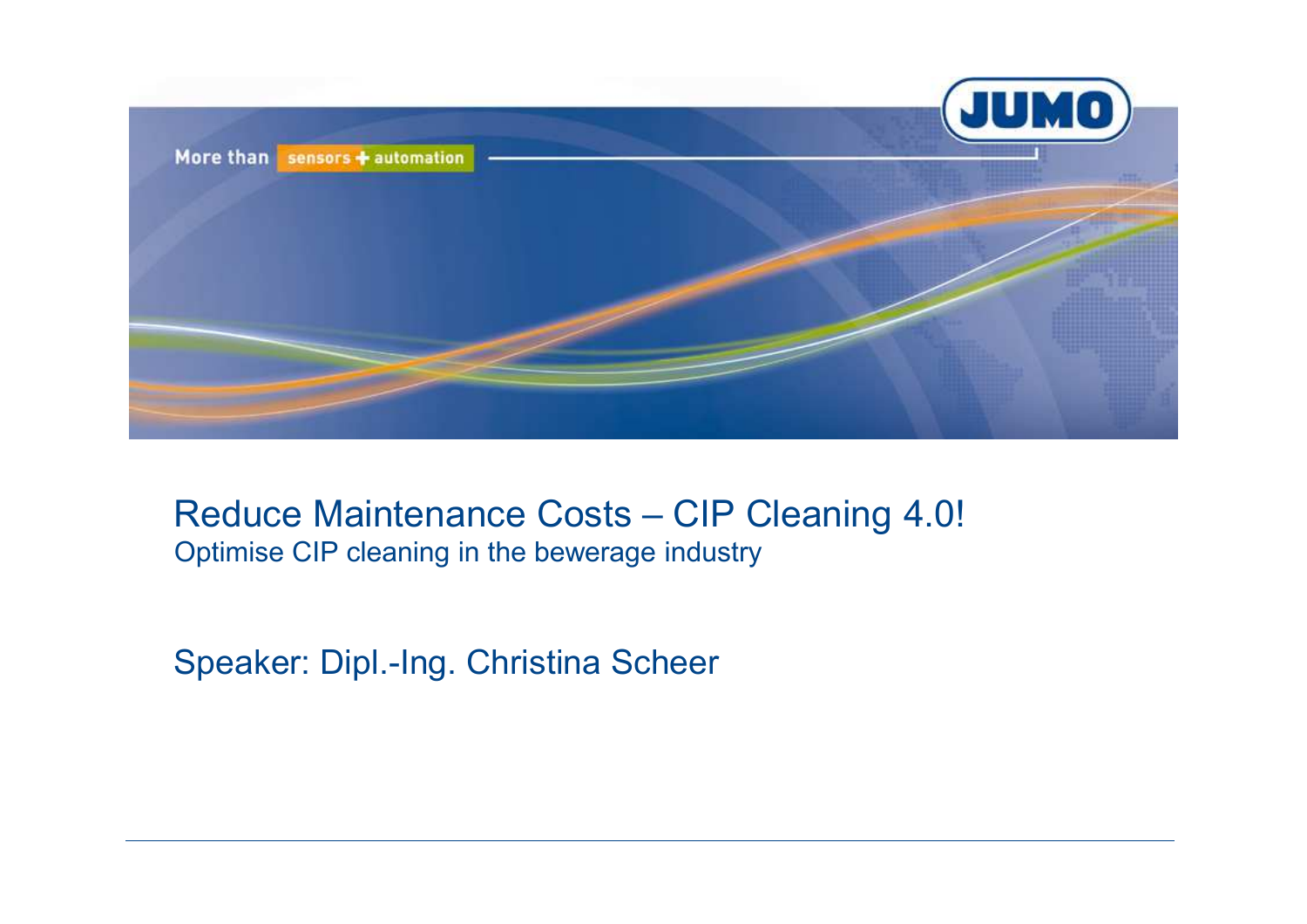# Reduce Maintenance Costs – CIP Cleaning 4.0!

Optimise CIP cleaning in the bewerage industry

Speaker: Dipl.-Ing. Christina Scheer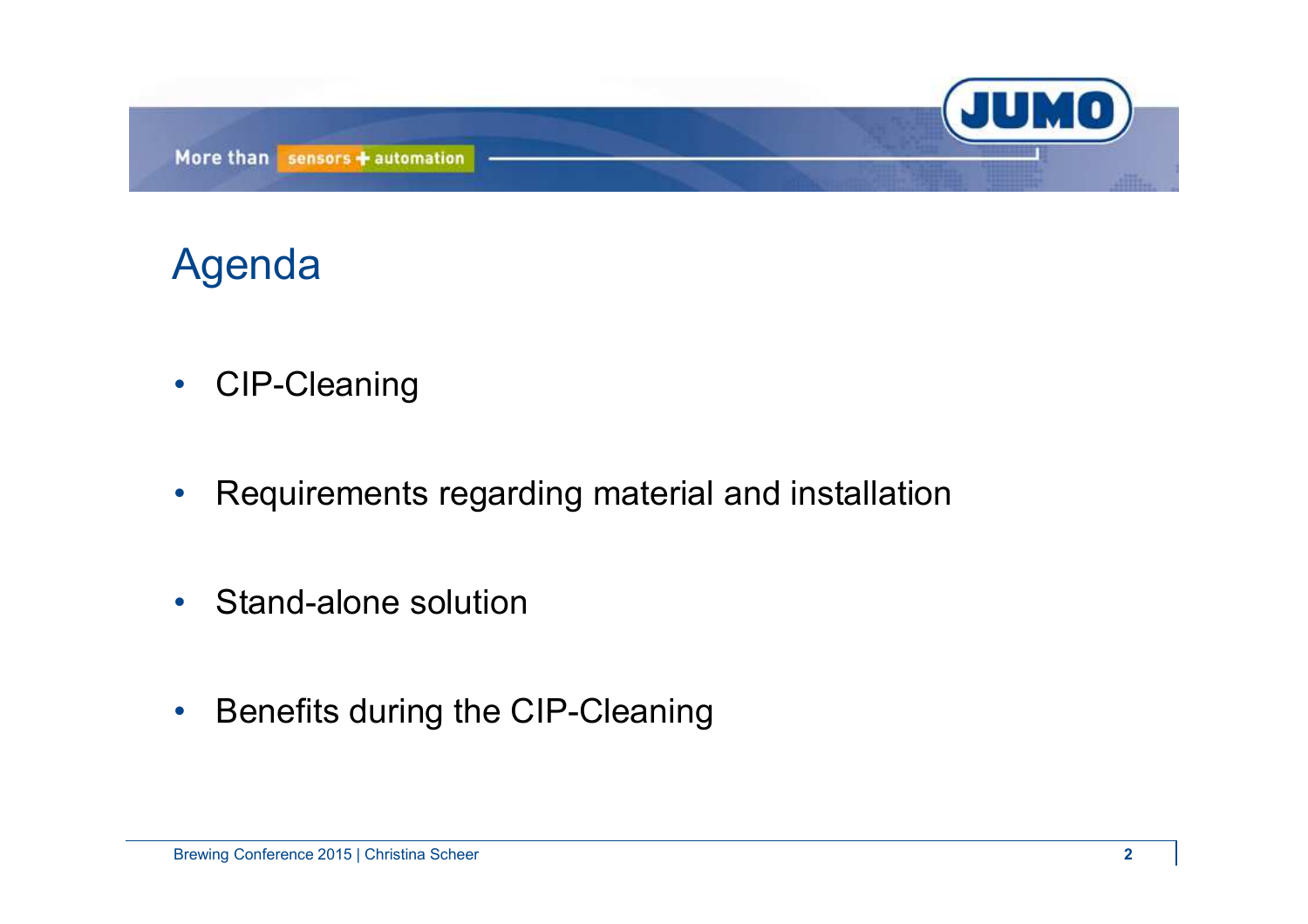# Agenda

- CIP-Cleaning
- Requirements regarding material and installation
- Stand-alone solution
- Benefits during the CIP-Cleaning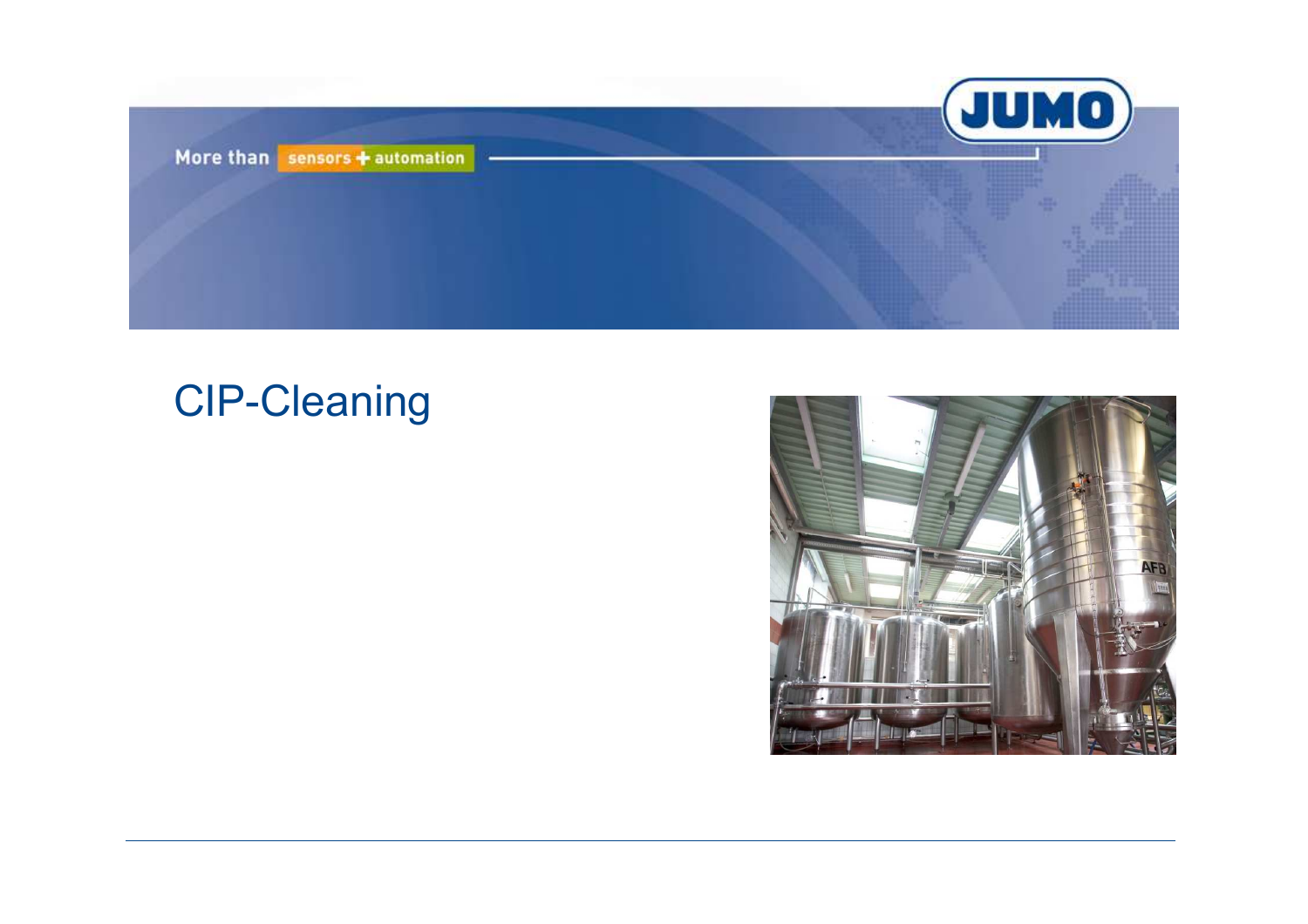# CIP-Cleaning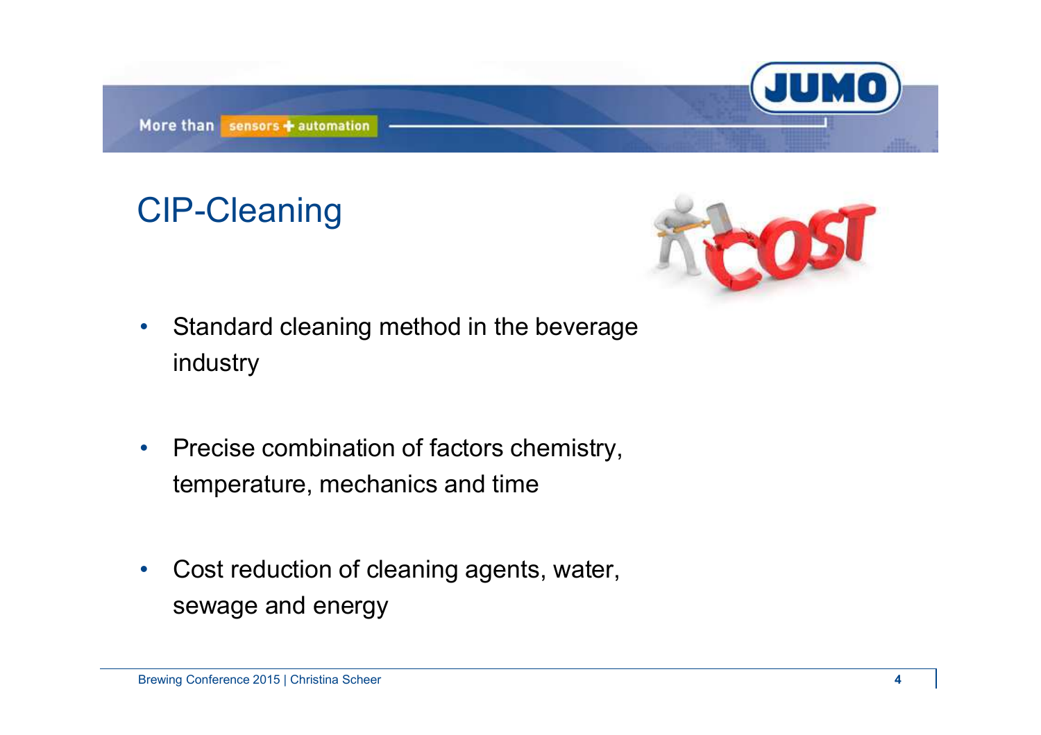# CIP-Cleaning

- Standard cleaning method in the beverage industry
- Precise combination of factors chemistry, temperature, mechanics and time
- Cost reduction of cleaning agents, water, sewage and energy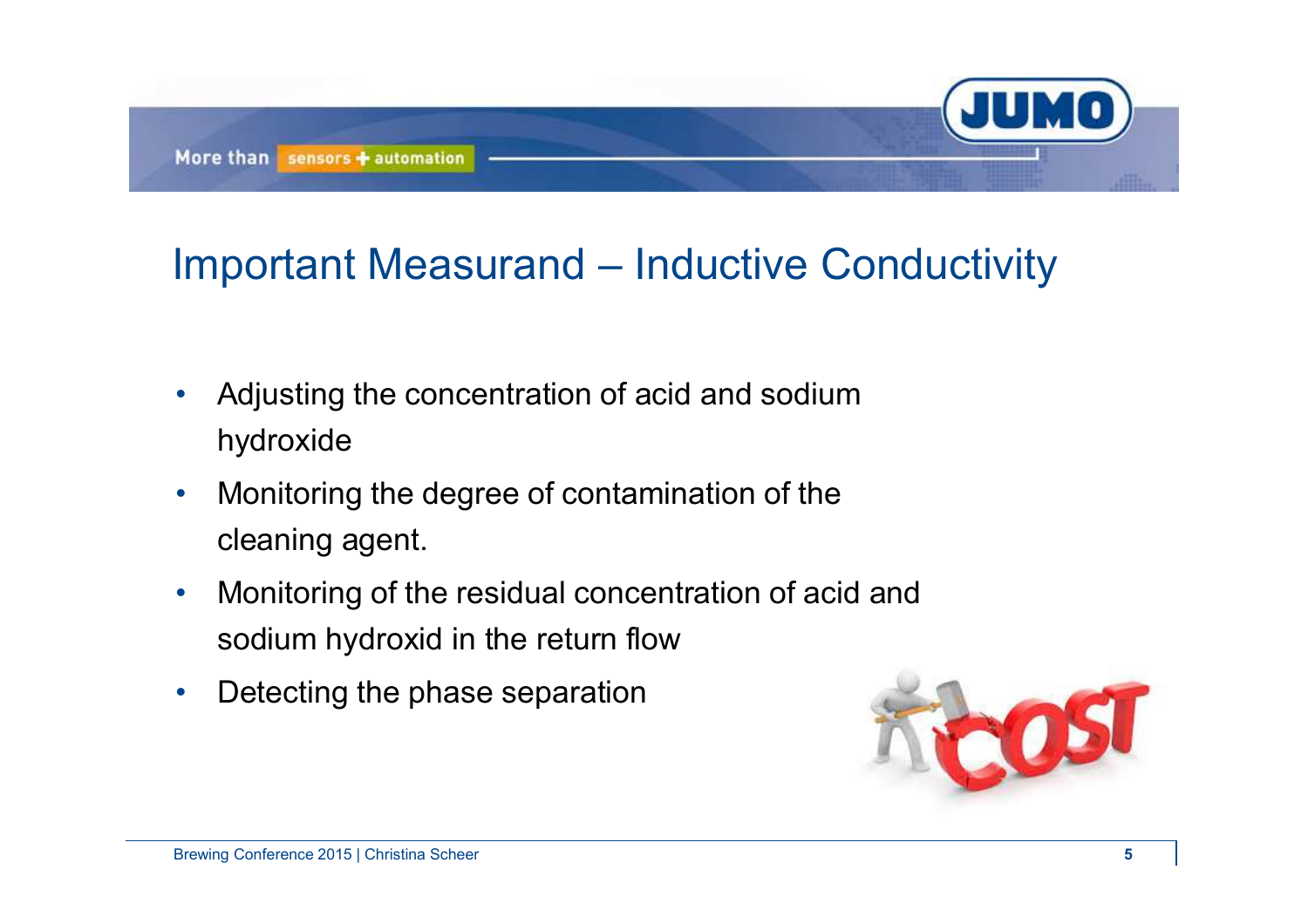# Important Measurand – Inductive Conductivity

- Adjusting the concentration of acid and sodium hydroxide
- Monitoring the degree of contamination of the cleaning agent.
- Monitoring of the residual concentration of acid and sodium hydroxid in the return flow
- Detecting the phase separation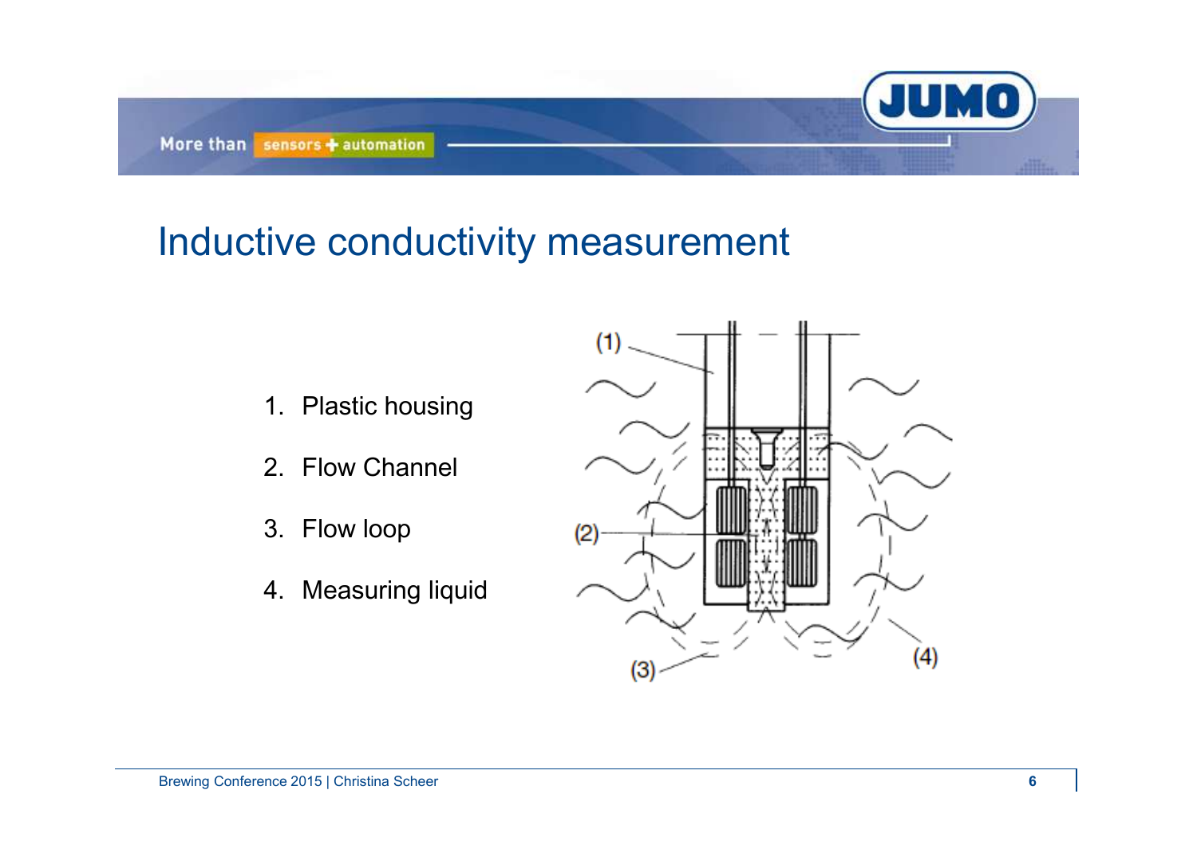# Inductive conductivity measurement

1. Plastic housing
2. Flow Channel
3. Flow loop
4. Measuring liquid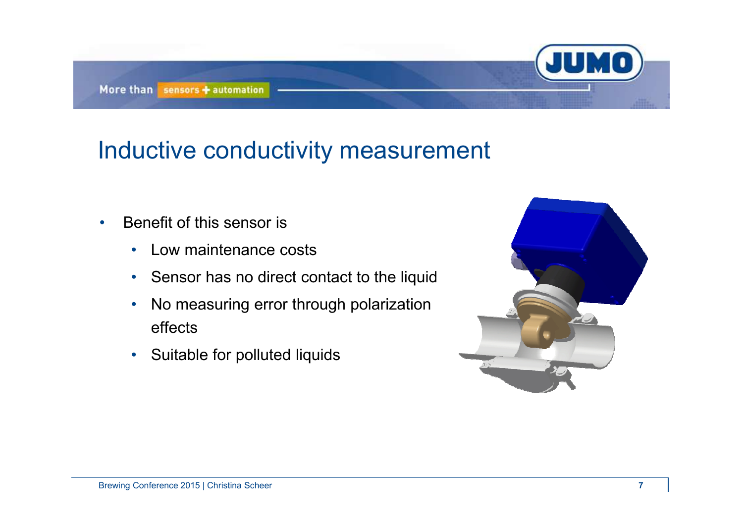# Inductive conductivity measurement

- Benefit of this sensor is
  - Low maintenance costs
  - Sensor has no direct contact to the liquid
  - No measuring error through polarization effects
  - Suitable for polluted liquids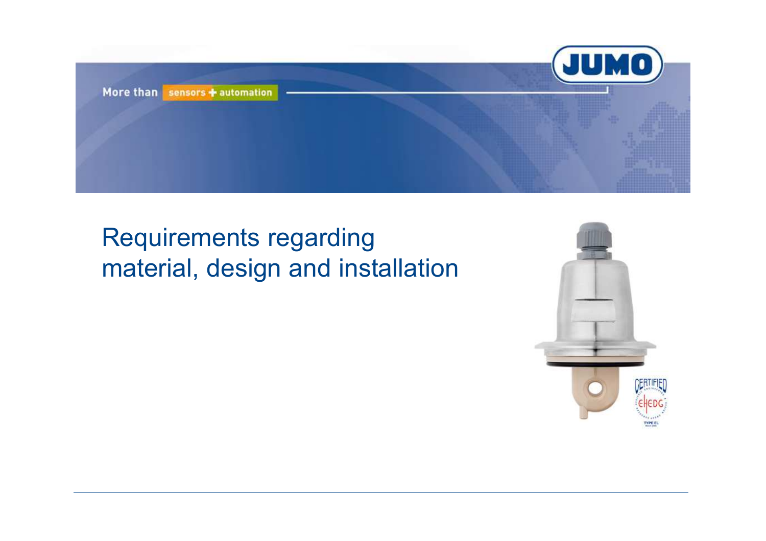# Requirements regarding material, design and installation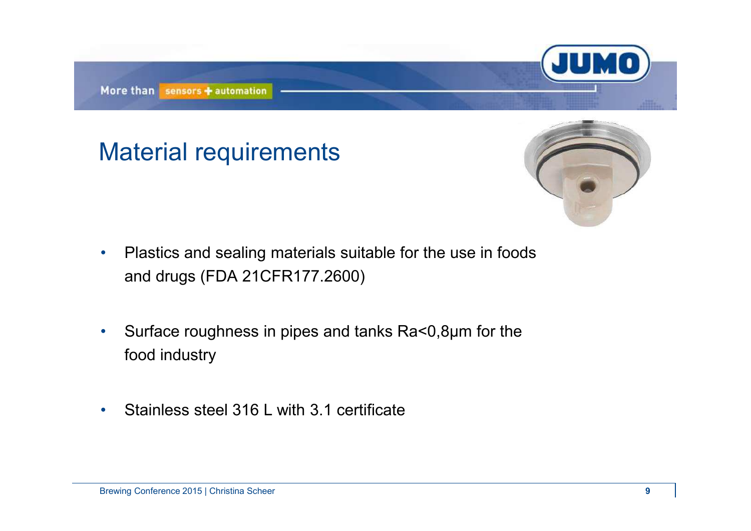# Material requirements

- Plastics and sealing materials suitable for the use in foods and drugs (FDA 21CFR177.2600)
- Surface roughness in pipes and tanks Ra<0,8µm for the food industry
- Stainless steel 316 L with 3.1 certificate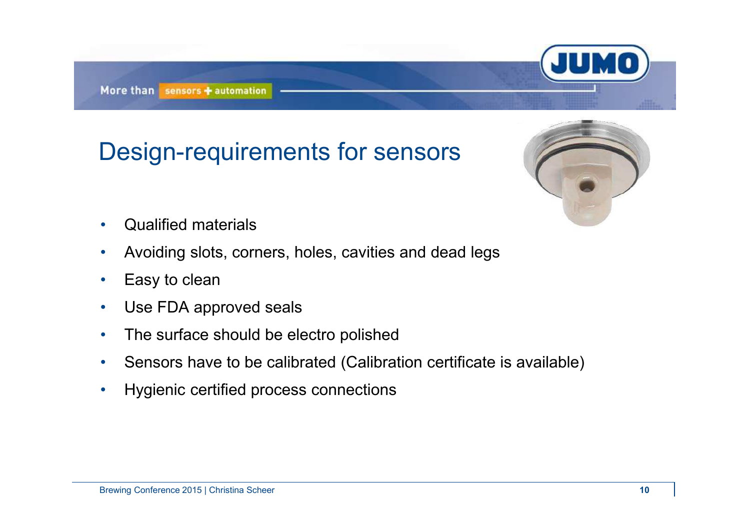# Design-requirements for sensors

- Qualified materials
- Avoiding slots, corners, holes, cavities and dead legs
- Easy to clean
- Use FDA approved seals
- The surface should be electro polished
- Sensors have to be calibrated (Calibration certificate is available)
- Hygienic certified process connections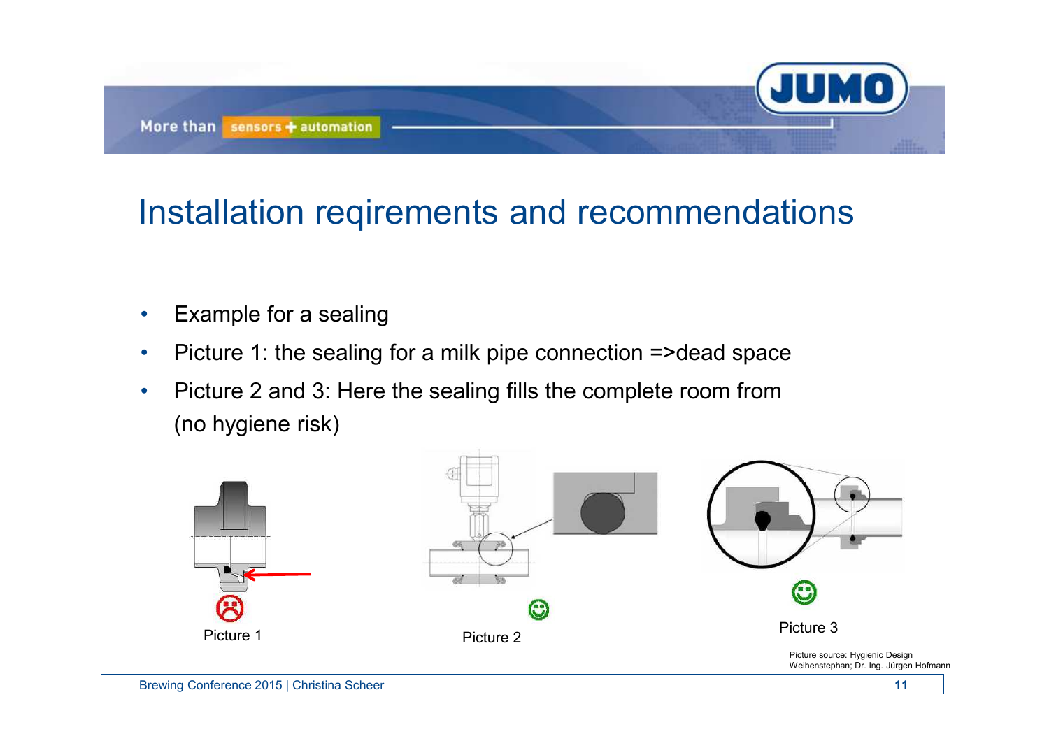# Installation reqirements and recommendations

- Example for a sealing
- Picture 1: the sealing for a milk pipe connection =>dead space
- Picture 2 and 3: Here the sealing fills the complete room from (no hygiene risk)

Picture 1

Picture 2

Picture 3

Picture source: Hygienic Design Weihenstephan; Dr. Ing. Jürgen Hofmann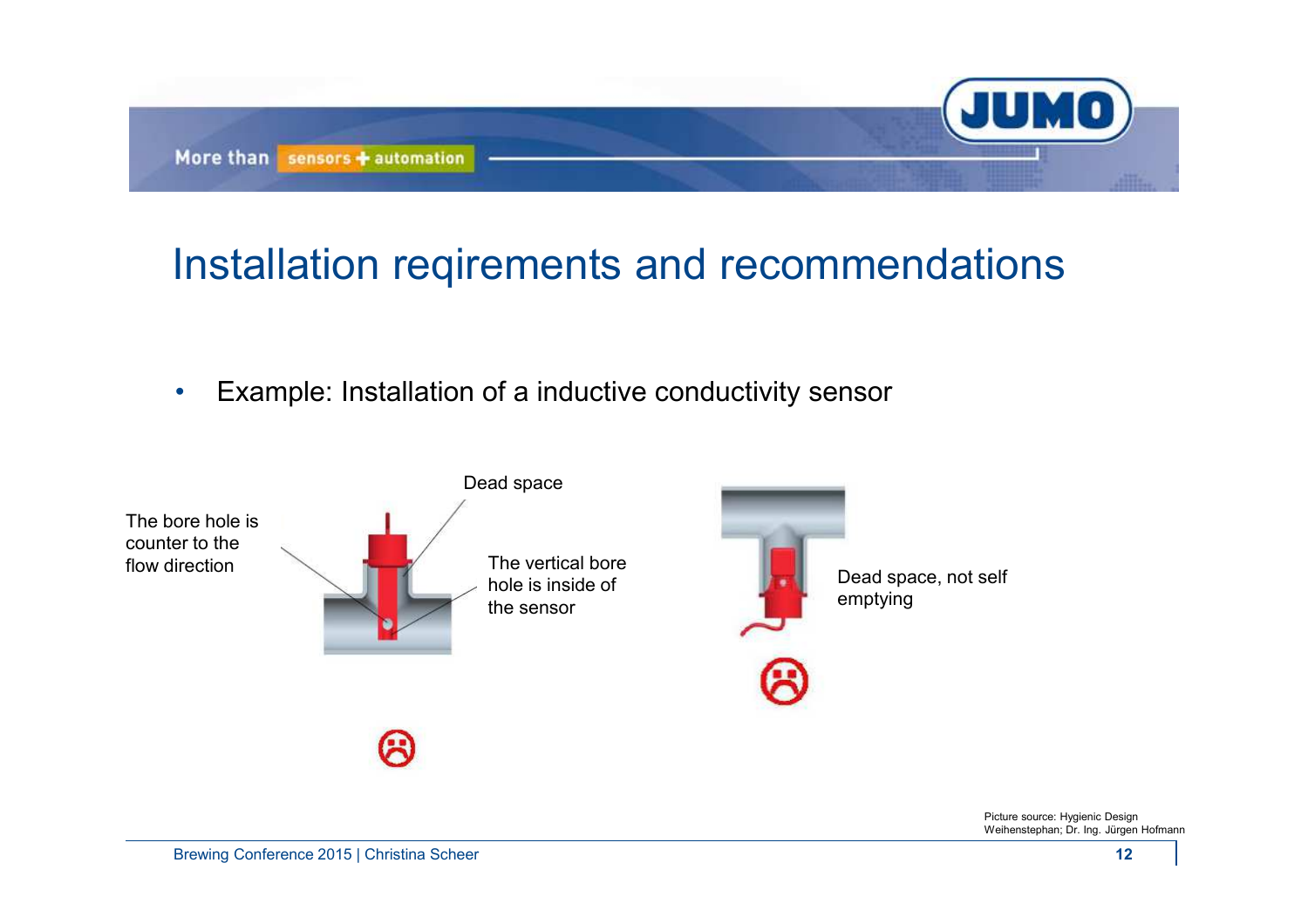# Installation reqirements and recommendations

- Example: Installation of a inductive conductivity sensor

The bore hole is counter to the flow direction

Dead space

The vertical bore hole is inside of the sensor

Dead space, not self emptying

Picture source: Hygienic Design Weihenstephan; Dr. Ing. Jürgen Hofmann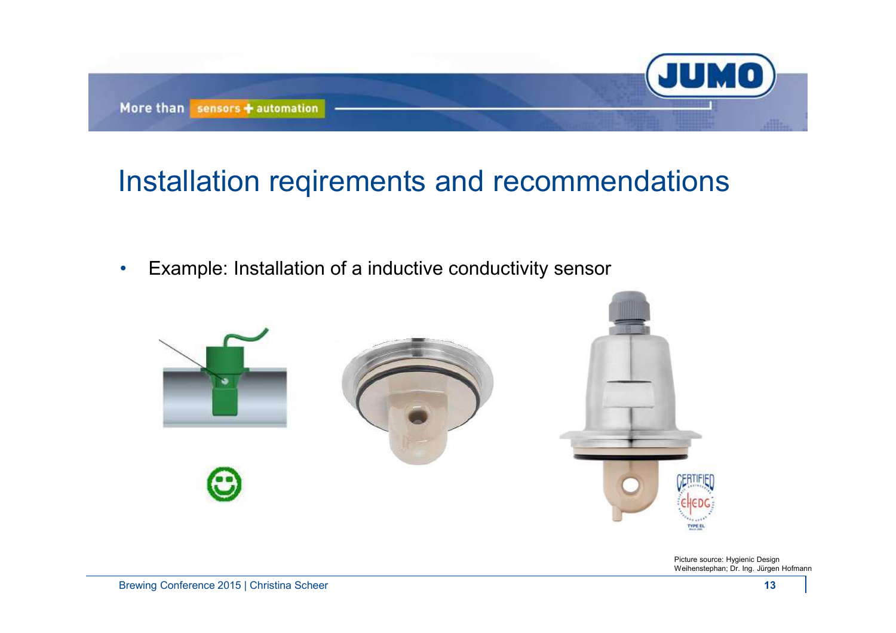# Installation reqirements and recommendations

- Example: Installation of a inductive conductivity sensor

Picture source: Hygienic Design Weihenstephan; Dr. Ing. Jürgen Hofmann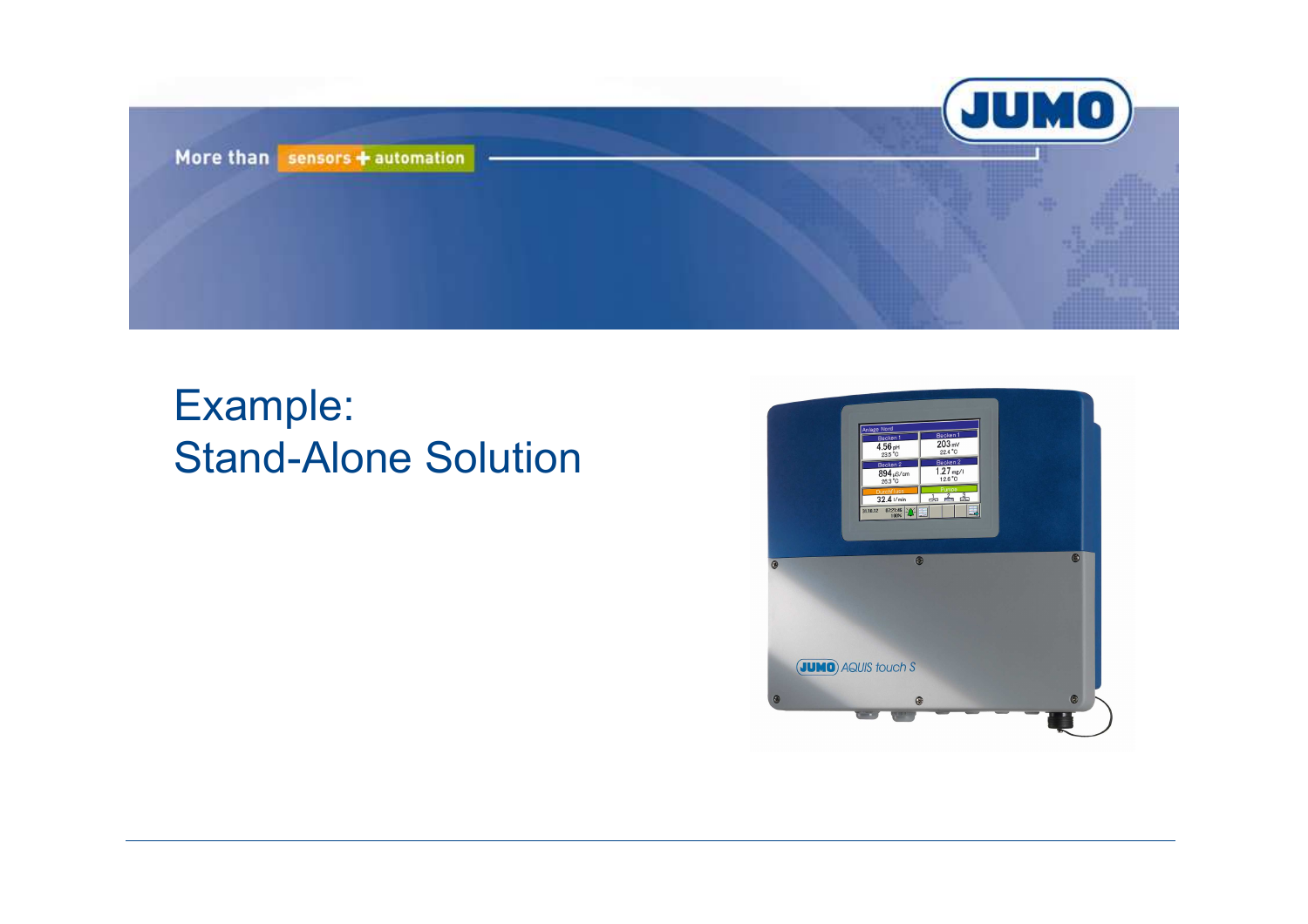# Example:
# Stand-Alone Solution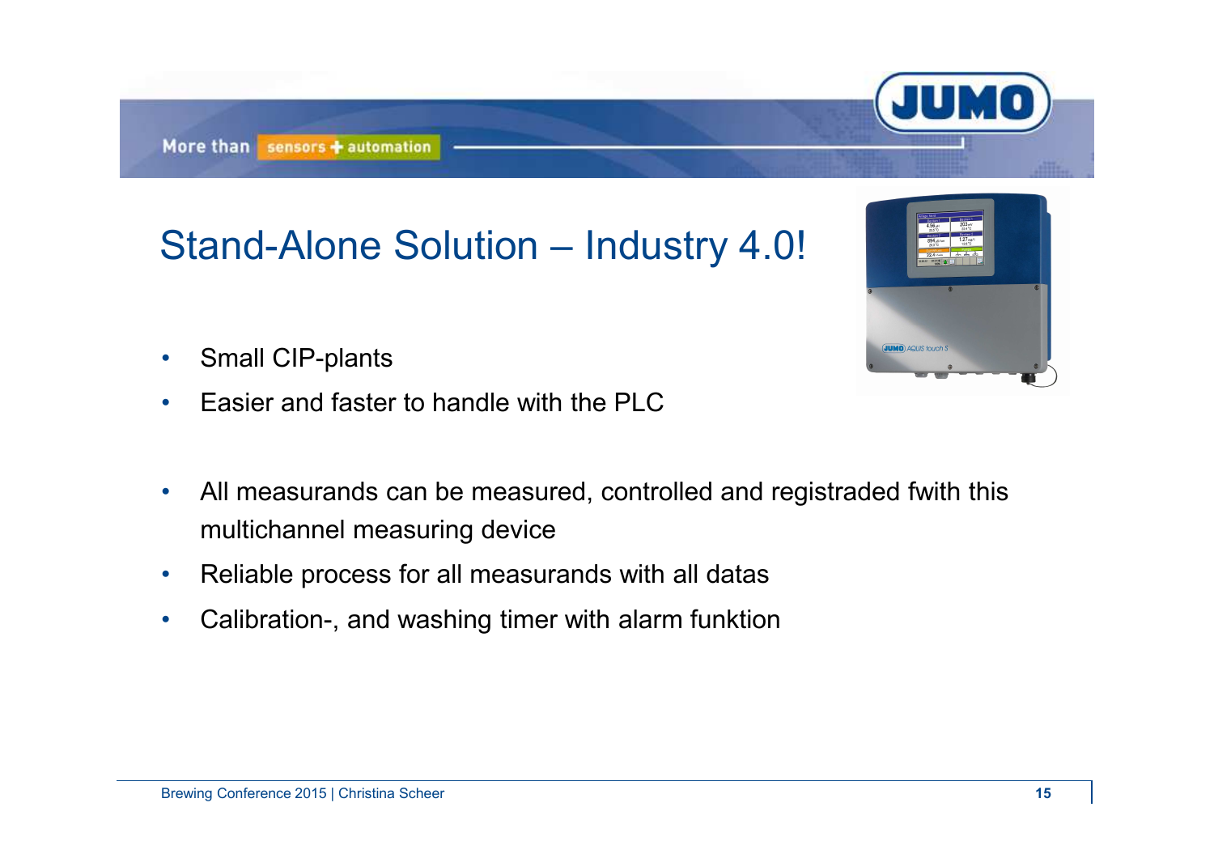# Stand-Alone Solution – Industry 4.0!

- Small CIP-plants
- Easier and faster to handle with the PLC

- All measurands can be measured, controlled and registraded fwith this multichannel measuring device
- Reliable process for all measurands with all datas
- Calibration-, and washing timer with alarm funktion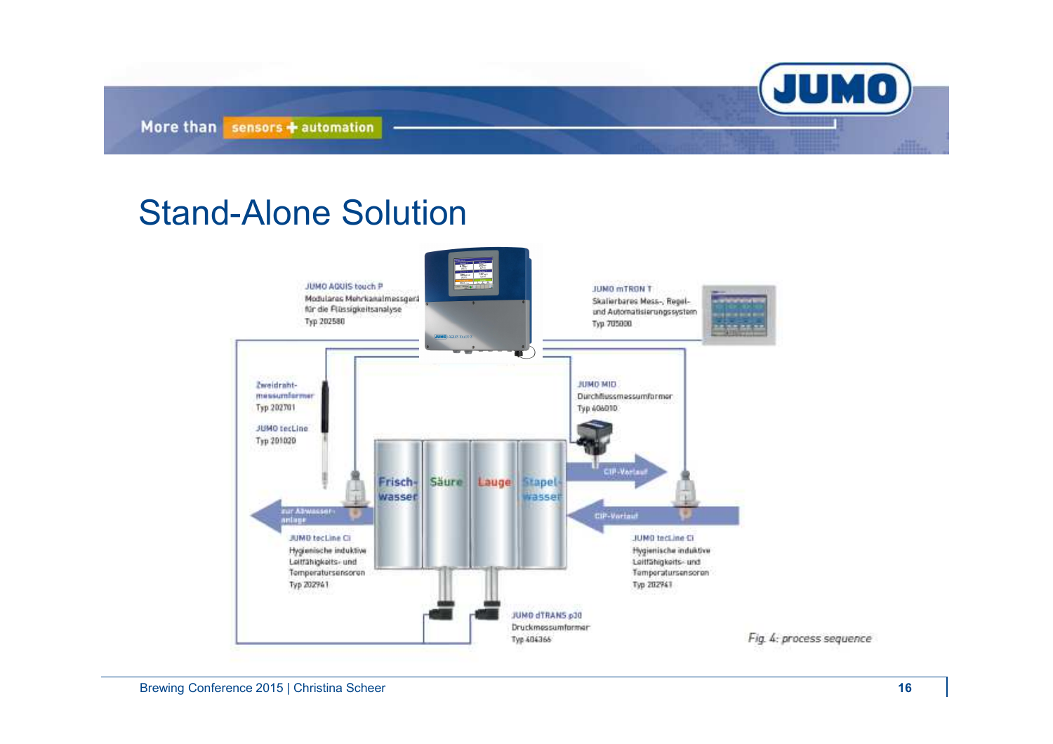# Stand-Alone Solution

JUMO AQUIS touch P
Modulares Mehrkanalmessgerät für die Flüssigkeitsanalyse
Typ 202580

JUMO mTRON T
Skalierbares Mess-, Regel- und Automatisierungssystem
Typ 705000

Zweidraht-messumformer
Typ 202701

JUMO tecLine
Typ 201020

JUMO MID
Durchflussmessumformer
Typ 406010

Frisch-wasser

Säure

Lauge

Stapel-wasser

CIP-Vorlauf

CIP-Vorlauf

zur Abwasser-anlage

JUMO tecLine Ci
Hygienische induktive Leitfähigkeits- und Temperatursensoren
Typ 202941

JUMO tecLine Ci
Hygienische induktive Leitfähigkeits- und Temperatursensoren
Typ 202941

JUMO dTRANS p30
Druckmessumformer
Typ 404366

*Fig. 4: process sequence*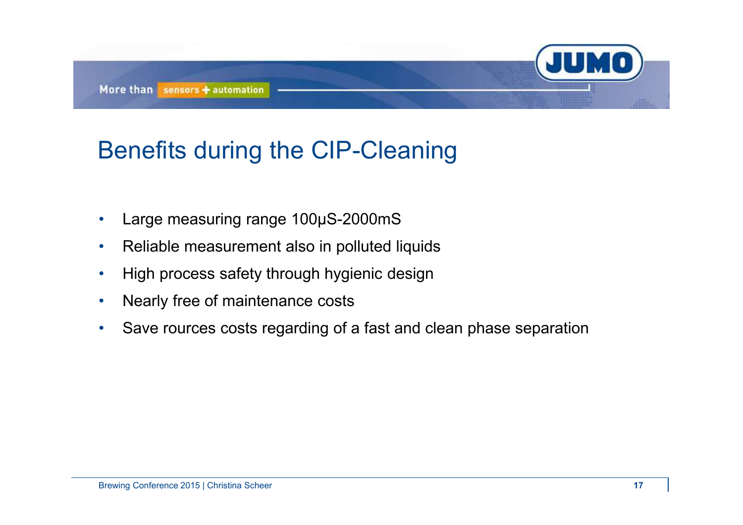# Benefits during the CIP-Cleaning

- Large measuring range 100µS-2000mS
- Reliable measurement also in polluted liquids
- High process safety through hygienic design
- Nearly free of maintenance costs
- Save rources costs regarding of a fast and clean phase separation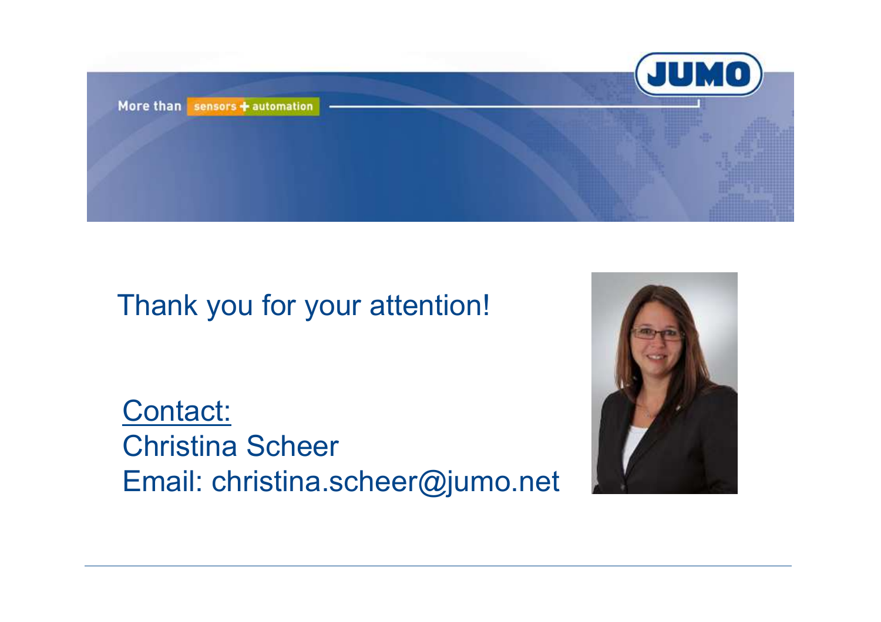Thank you for your attention!

Contact:
Christina Scheer
Email: christina.scheer@jumo.net